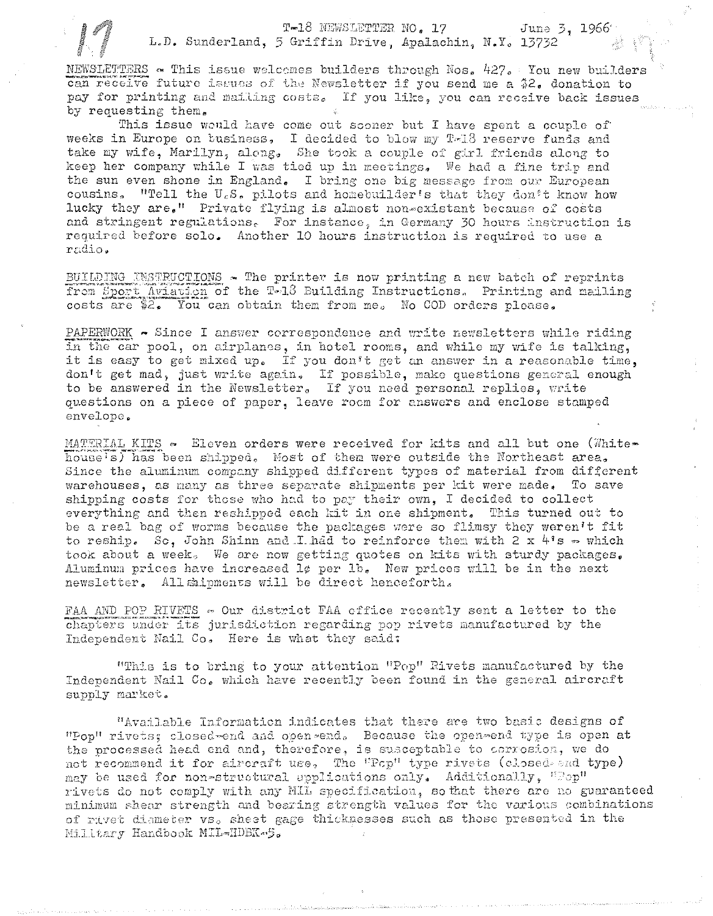T-18 NEWSLETTER NO. 17 June 3, 1966

L.D. Sunderland, 5 Griffin Drive, Apalachin, N.Y. 13732

NEWSLETTERS - This issue welcomes builders through Nos. 427. You new builders can receive future issues of the Newsletter if you send me a $2. donation to pay for printing and mailing costs. If you like, you can receive back issues by requesting them.

This issue would have come out sooner but I have spent a couple of weeks in Europe on business. I decided to blow my T-18 reserve funds and take my wife, Marilyn, along. She took a couple of girl friends along to keep her company while I was tied up in meetings. We had a fine trip and the sun even shone in England. I bring one big message from our European cousins. "Tell the U.S. pilots and homebuilder's that they don't know how lucky they are." Private flying is almost non-existant because of costs and stringent regulations. For instance, in Germany 30 hours instruction is required before solo. Another 10 hours instruction is required to use a radio.

BUILDING INSTRUCTIONS - The printer is now printing a new batch of reprints from Sport Aviation of the T-18 Building Instructions. Printing and mailing costs are $2. You can obtain them from me. No COD orders please.

PAPERWORK - Since I answer correspondence and write newsletters while riding in the car pool, on airplanes, in hotel rooms, and while my wife is talking, it is easy to get mixed up. If you don't get an answer in a reasonable time, don't get mad, just write again. If possible, make questions general enough to be answered in the Newsletter. If you need personal replies, write questions on a piece of paper, leave room for answers and enclose stamped envelope.

MATERIAL KITS - Eleven orders were received for kits and all but one (Whitehouse's) has been shipped. Most of them were outside the Northeast area. Since the aluminum company shipped different types of material from different warehouses, as many as three separate shipments per kit were made. To save shipping costs for those who had to pay their own, I decided to collect everything and then reshipped each kit in one shipment. This turned out to be a real bag of worms because the packages were so flimsy they weren't fit to reship. So, John Shinn and I had to reinforce them with 2 x 4's - which took about a week. We are now getting quotes on kits with sturdy packages. Aluminum prices have increased 1¢ per lb. New prices will be in the next newsletter. All shipments will be direct henceforth.

FAA AND POP RIVETS - Our district FAA office recently sent a letter to the chapters under its jurisdiction regarding pop rivets manufactured by the Independent Nail Co. Here is what they said:

"This is to bring to your attention "Pop" Rivets manufactured by the Independent Nail Co. which have recently been found in the general aircraft supply market.

"Available Information indicates that there are two basic designs of "Pop" rivets; closed-end and open-end. Because the open-end type is open at the processed head end and, therefore, is susceptable to corrosion, we do not recommend it for aircraft use. The "Pop" type rivets (closed-end type) may be used for non-structural applications only. Additionally, "Pop" rivets do not comply with any MIL specification, so that there are no guaranteed minimum shear strength and bearing strength values for the various combinations of rivet diameter vs. sheet gage thicknesses such as those presented in the Military Handbook MIL-HDBK-5.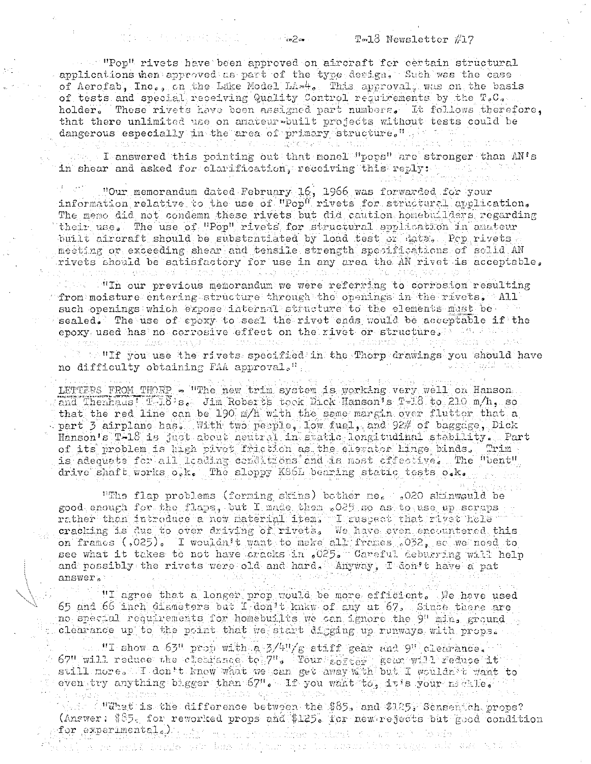"Pop" rivets have been approved on aircraft for certain structural applications when approved as part of the type design. Such was the case of Aerofab, Inc., on the Lake Model LA-4. This approval, was on the basis of tests and special receiving Quality Control requirements by the T.C. holder. These rivets have been assigned part numbers. It follows therefore, that there unlimited use on amateur-built projects without tests could be dangerous especially in the area of primary structure."

I answered this pointing out that monel "pops" are stronger than AN's in shear and asked for clarification, receiving this reply:

"Our memorandum dated February 16, 1966 was forwarded for your information relative to the use of "Pop" rivets for structural application. The memo did not condemn these rivets but did caution homebuilders regarding their use. The use of "Pop" rivets for structural application in amateur built aircraft should be substantiated by load test or data. Pop rivets meeting or exceeding shear and tensile strength specifications of solid AN rivets should be satisfactory for use in any area the AN rivet is acceptable.

"In our previous memorandum we were referring to corrosion resulting from moisture entering structure through the openings in the rivets. All such openings which expose internal structure to the elements must be sealed. The use of epoxy to seal the rivet ends would be acceptable if the epoxy used has no corrosive effect on the rivet or structure.

"If you use the rivets specified in the Thorp drawings you should have no difficulty obtaining FAA approval."

LETTERS FROM THORP - "The new trim system is working very well on Hanson and Thenhaus' T-18's. Jim Roberts took Dick Hanson's T-18 to 210 m/h, so that the red line can be 190 m/h with the same margin over flutter that a part 3 airplane has. With two people, low fuel, and 92# of baggage, Dick Hanson's T-18 is just about neutral in static longitudinal stability. Part of its problem is high pivot friction as the elevator hinge binds. Trim is adequate for all loading conditions and is most effective. The "bent" drive shaft works o.k. The sloppy KS6L bearing static tests o.k.

"The flap problems (forming skins) bother me. .020 skin would be good enough for the flaps, but I made them .025 so as to use up scraps rather than introduce a new material item. I suspect that rivet hole cracking is due to over driving of rivets. We have even encountered this on frames (.025). I wouldn't want to make all frames .032, so we need to see what it takes to not have cracks in .025. Careful deburring will help and possibly the rivets were old and hard. Anyway, I don't have a pat answer.

"I agree that a longer prop would be more efficient. We have used 65 and 66 inch diameters but I don't know of any at 67. Since there are no special requirements for homebuilts we can ignore the 9" min. ground clearance up to the point that we start digging up runways with props.

"I show a 63" prop with a 3/4"/g stiff gear and 9" clearance. 67" will reduce the clearance to 7". Your softer gear will reduce it still more. I don't know what we can get away with but I wouldn't want to even try anything bigger than 67". If you want to, it's your nickle.

"What is the difference between the $85. and $125. Sensenich props? (Answer: $85. for reworked props and $125. for new-rejects but good condition for experimental.)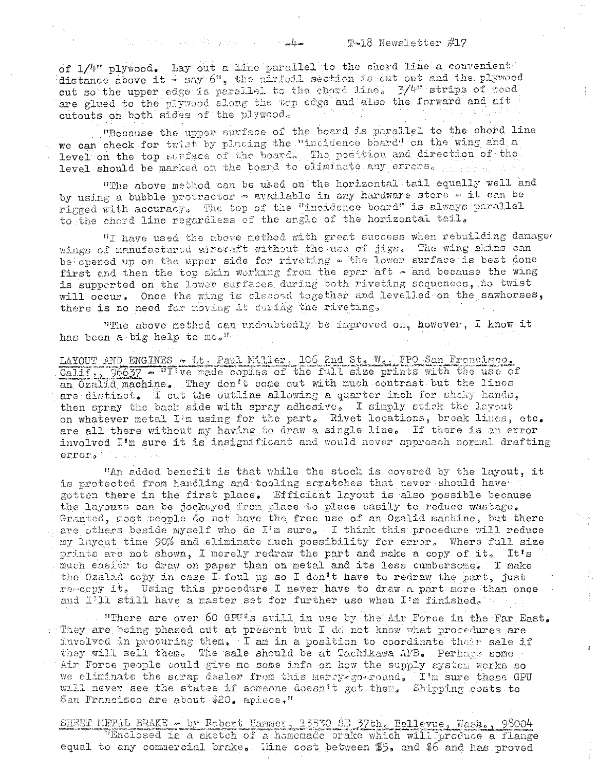of 1/4" plywood. Lay out a line parallel to the chord line a convenient distance above it - say 6", the airfoil section is cut out and the plywood cut so the upper edge is parallel to the chord line. 3/4" strips of wood are glued to the plywood along the top edge and also the forward and aft cutouts on both sides of the plywood.

"Because the upper surface of the board is parallel to the chord line we can check for twist by placing the "incidence board" on the wing and a level on the top surface of the board. The position and direction of the level should be marked on the board to eliminate any errors.

"The above method can be used on the horizontal tail equally well and by using a bubble protractor - available in any hardware store - it can be rigged with accuracy. The top of the "incidence board" is always parallel to the chord line regardless of the angle of the horizontal tail.

"I have used the above method with great success when rebuilding damaged wings of manufactured aircraft without the use of jigs. The wing skins can be opened up on the upper side for riveting - the lower surface is best done first and then the top skin working from the spar aft - and because the wing is supported on the lower surfaces during both riveting sequences, no twist will occur. Once the wing is clecoed together and levelled on the sawhorses, there is no need for moving it during the riveting.

"The above method can undoubtedly be improved on, however, I know it has been a big help to me."

LAYOUT AND ENGINES - Lt. Paul Miller, 106 2nd St. W., FPO San Francisco, Calif., 96637 - "I've made copies of the full size prints with the use of an Ozalid machine. They don't come out with much contrast but the lines are distinct. I cut the outline allowing a quarter inch for shaky hands, then spray the back side with spray adhesive. I simply stick the layout on whatever metal I'm using for the part. Rivet locations, break lines, etc. are all there without my having to draw a single line. If there is an error involved I'm sure it is insignificant and would never approach normal drafting error.

"An added benefit is that while the stock is covered by the layout, it is protected from handling and tooling scratches that never should have gotten there in the first place. Efficient layout is also possible because the layouts can be jockeyed from place to place easily to reduce wastage. Granted, most people do not have the free use of an Ozalid machine, but there are others beside myself who do I'm sure. I think this procedure will reduce my layout time 90% and eliminate much possibility for error. Where full size prints are not shown, I merely redraw the part and make a copy of it. It's much easier to draw on paper than on metal and its less cumbersome. I make the Ozalid copy in case I foul up so I don't have to redraw the part, just re-copy it. Using this procedure I never have to draw a part more than once and I'll still have a master set for further use when I'm finished.

"There are over 60 GPU's still in use by the Air Force in the Far East. They are being phased out at present but I do not know what procedures are involved in procuring them. I am in a position to coordinate their sale if they will sell them. The sale should be at Tachikawa AFB. Perhaps some Air Force people could give me some info on how the supply system works so we eliminate the scrap dealer from this merry-go-round. I'm sure these GPU will never see the states if someone doesn't get them. Shipping costs to San Francisco are about $20. apiece."

SHEET METAL BRAKE - by Robert Hammer, 13530 SE 37th, Bellevue, Wash., 98004
"Enclosed is a sketch of a homemade brake which will produce a flange equal to any commercial brake. Mine cost between $5. and $6 and has proved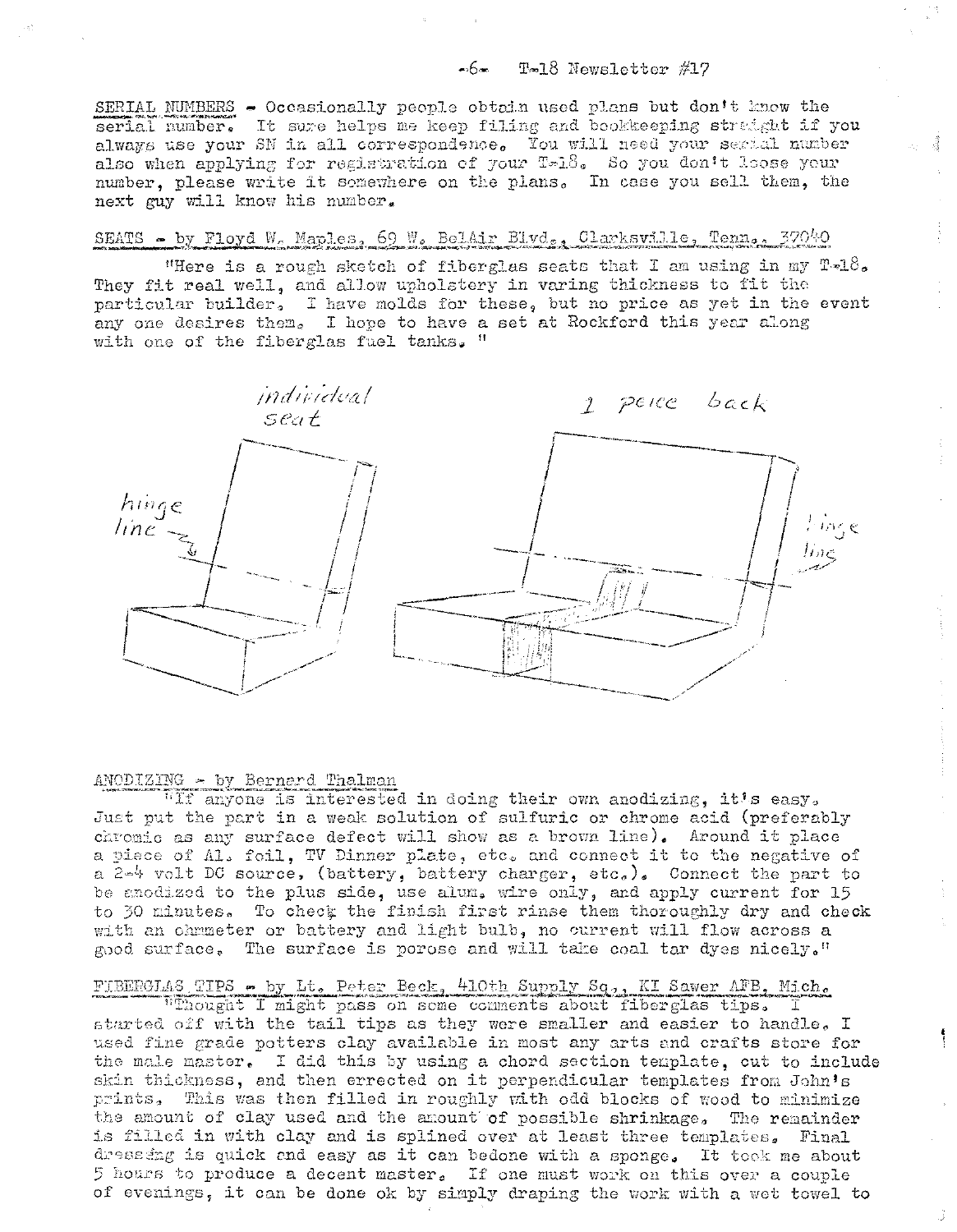SERIAL NUMBERS - Occasionally people obtain used plans but don't know the serial number. It sure helps me keep filing and bookkeeping straight if you always use your SN in all correspondence. You will need your serial number also when applying for registration of your T-18. So you don't loose your number, please write it somewhere on the plans. In case you sell them, the next guy will know his number.

SEATS - by Floyd W. Maples, 69 W. BelAir Blvd., Clarksville, Tenn., 37040

"Here is a rough sketch of fiberglas seats that I am using in my T-18. They fit real well, and allow upholstery in varing thickness to fit the particular builder. I have molds for these, but no price as yet in the event any one desires them. I hope to have a set at Rockford this year along with one of the fiberglas fuel tanks. "

individual seat

hinge line

1 peice back

hinge line

ANODIZING - by Bernard Thalman

"If anyone is interested in doing their own anodizing, it's easy. Just put the part in a weak solution of sulfuric or chrome acid (preferably chromic as any surface defect will show as a brown line). Around it place a piece of Al. foil, TV Dinner plate, etc. and connect it to the negative of a 2-4 volt DC source, (battery, battery charger, etc.). Connect the part to be anodized to the plus side, use alum. wire only, and apply current for 15 to 30 minutes. To check the finish first rinse them thoroughly dry and check with an ohmmeter or battery and light bulb, no current will flow across a good surface. The surface is porose and will take coal tar dyes nicely."

FIBERGLAS TIPS - by Lt. Peter Beck, 410th Supply Sq., KI Sawer AFB, Mich.

"Thought I might pass on some comments about fiberglas tips. I started off with the tail tips as they were smaller and easier to handle. I used fine grade potters clay available in most any arts and crafts store for the male master. I did this by using a chord section template, cut to include skin thickness, and then errected on it perpendicular templates from John's prints. This was then filled in roughly with odd blocks of wood to minimize the amount of clay used and the amount of possible shrinkage. The remainder is filled in with clay and is splined over at least three templates. Final dressing is quick and easy as it can bedone with a sponge. It took me about 5 hours to produce a decent master. If one must work on this over a couple of evenings, it can be done ok by simply draping the work with a wet towel to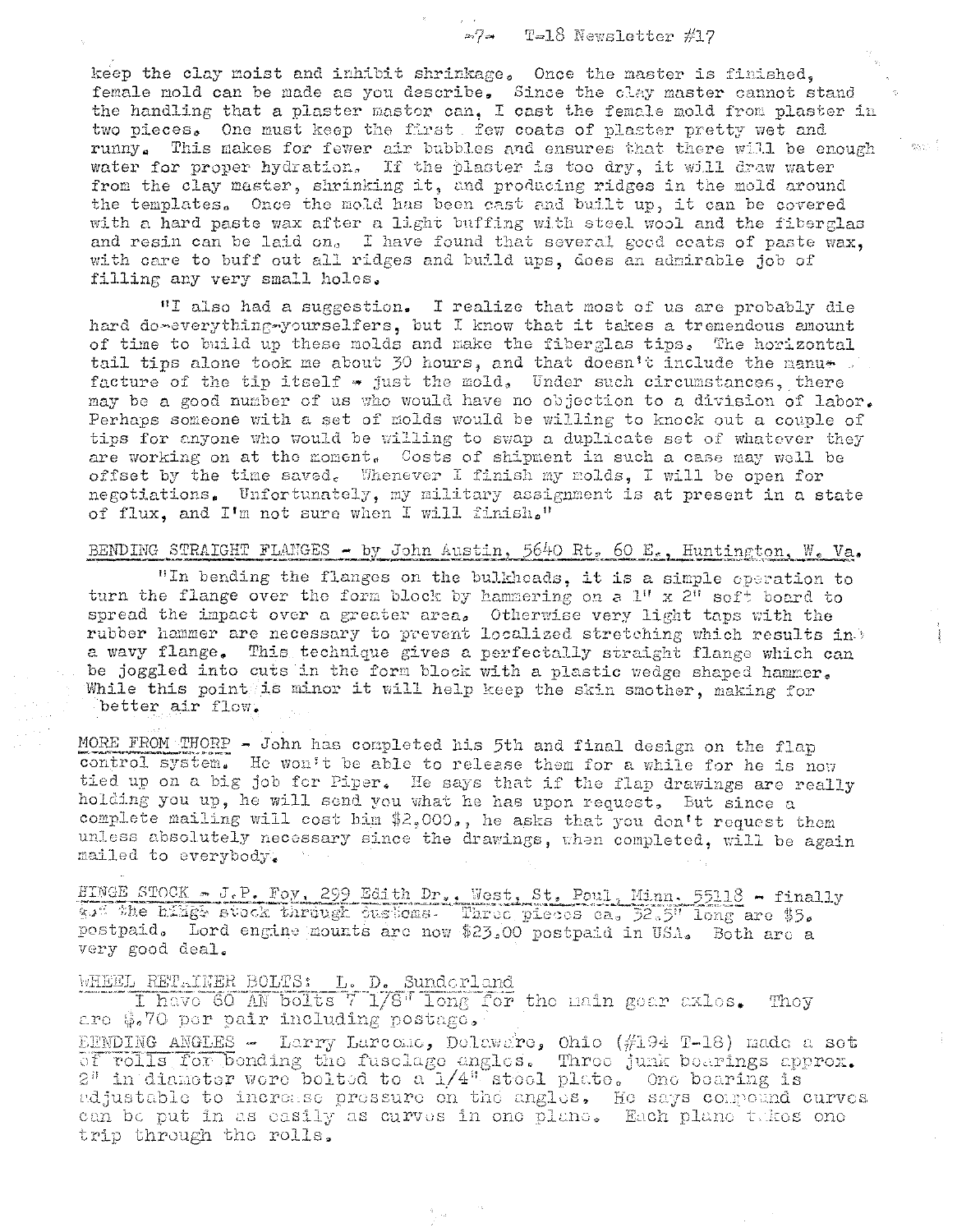keep the clay moist and inhibit shrinkage. Once the master is finished, female mold can be made as you describe. Since the clay master cannot stand the handling that a plaster master can, I cast the female mold from plaster in two pieces. One must keep the first few coats of plaster pretty wet and runny. This makes for fewer air bubbles and ensures that there will be enough water for proper hydration. If the plaster is too dry, it will draw water from the clay master, shrinking it, and producing ridges in the mold around the templates. Once the mold has been cast and built up, it can be covered with a hard paste wax after a light buffing with steel wool and the fiberglas and resin can be laid on. I have found that several good coats of paste wax, with care to buff out all ridges and build ups, does an admirable job of filling any very small holes.

"I also had a suggestion. I realize that most of us are probably die hard do-everything-yourselfers, but I know that it takes a tremendous amount of time to build up these molds and make the fiberglas tips. The horizontal tail tips alone took me about 30 hours, and that doesn't include the manufacture of the tip itself - just the mold. Under such circumstances, there may be a good number of us who would have no objection to a division of labor. Perhaps someone with a set of molds would be willing to knock out a couple of tips for anyone who would be willing to swap a duplicate set of whatever they are working on at the moment. Costs of shipment in such a case may well be offset by the time saved. Whenever I finish my molds, I will be open for negotiations. Unfortunately, my military assignment is at present in a state of flux, and I'm not sure when I will finish."

BENDING STRAIGHT FLANGES - by John Austin, 5640 Rt. 60 E., Huntington, W. Va.

"In bending the flanges on the bulkheads, it is a simple operation to turn the flange over the form block by hammering on a 1" x 2" soft board to spread the impact over a greater area. Otherwise very light taps with the rubber hammer are necessary to prevent localized stretching which results in a wavy flange. This technique gives a perfectally straight flange which can be joggled into cuts in the form block with a plastic wedge shaped hammer. While this point is minor it will help keep the skin smother, making for better air flow.

MORE FROM THORP - John has completed his 5th and final design on the flap control system. He won't be able to release them for a while for he is now tied up on a big job for Piper. He says that if the flap drawings are really holding you up, he will send you what he has upon request. But since a complete mailing will cost him $2,000., he asks that you don't request them unless absolutely necessary since the drawings, when completed, will be again mailed to everybody.

HINGE STOCK - J.P. Foy, 299 Edith Dr., West, St. Paul, Minn. 55118 - finally got the hinge stock through customs. Three pieces ea. 52.5" long are $5. postpaid. Lord engine mounts are now $23.00 postpaid in USA. Both are a very good deal.

WHEEL RETAINER BOLTS: L. D. Sunderland

I have 60 AN bolts 7 1/8" long for the main gear axles. They are $.70 per pair including postage.

BENDING ANGLES - Larry Larcomo, Delaware, Ohio (#194 T-18) made a set of rolls for bending the fuselage angles. Three junk bearings approx. 2" in diameter were bolted to a 1/4" steel plate. One bearing is adjustable to increase pressure on the angles. He says compound curves can be put in as easily as curves in one plane. Each plane takes one trip through the rolls.